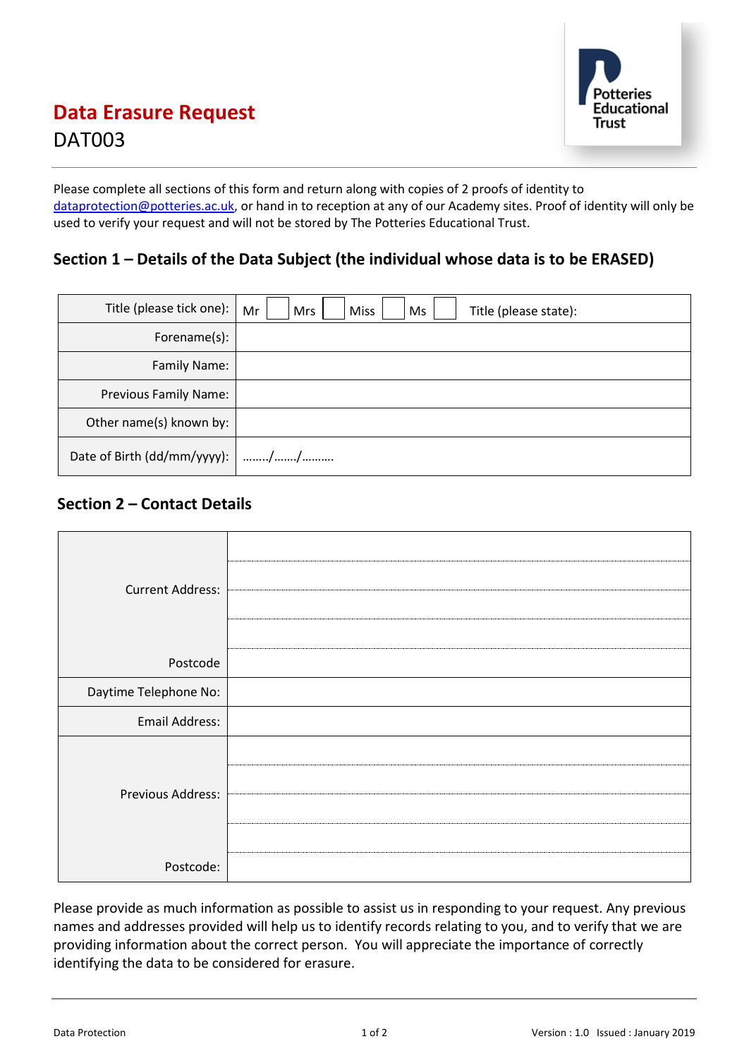# Data Erasure Request

DAT003

Potteries Educational Trust

Please complete all sections of this form and return along with copies of 2 proofs of identity to dataprotection@potteries.ac.uk, or hand in to reception at any of our Academy sites. Proof of identity will only be used to verify your request and will not be stored by The Potteries Educational Trust.

## Section 1 – Details of the Data Subject (the individual whose data is to be ERASED)

| | |
|---|---|
| Title (please tick one): | Mr ☐ Mrs ☐ Miss ☐ Ms ☐ Title (please state): |
| Forename(s): | |
| Family Name: | |
| Previous Family Name: | |
| Other name(s) known by: | |
| Date of Birth (dd/mm/yyyy): | ……../……./………. |

## Section 2 – Contact Details

| | |
|---|---|
| Current Address: | |
| | |
| | |
| | |
| Postcode | |
| Daytime Telephone No: | |
| Email Address: | |
| Previous Address: | |
| | |
| | |
| | |
| Postcode: | |

Please provide as much information as possible to assist us in responding to your request. Any previous names and addresses provided will help us to identify records relating to you, and to verify that we are providing information about the correct person. You will appreciate the importance of correctly identifying the data to be considered for erasure.

Data Protection

Version : 1.0 Issued : January 2019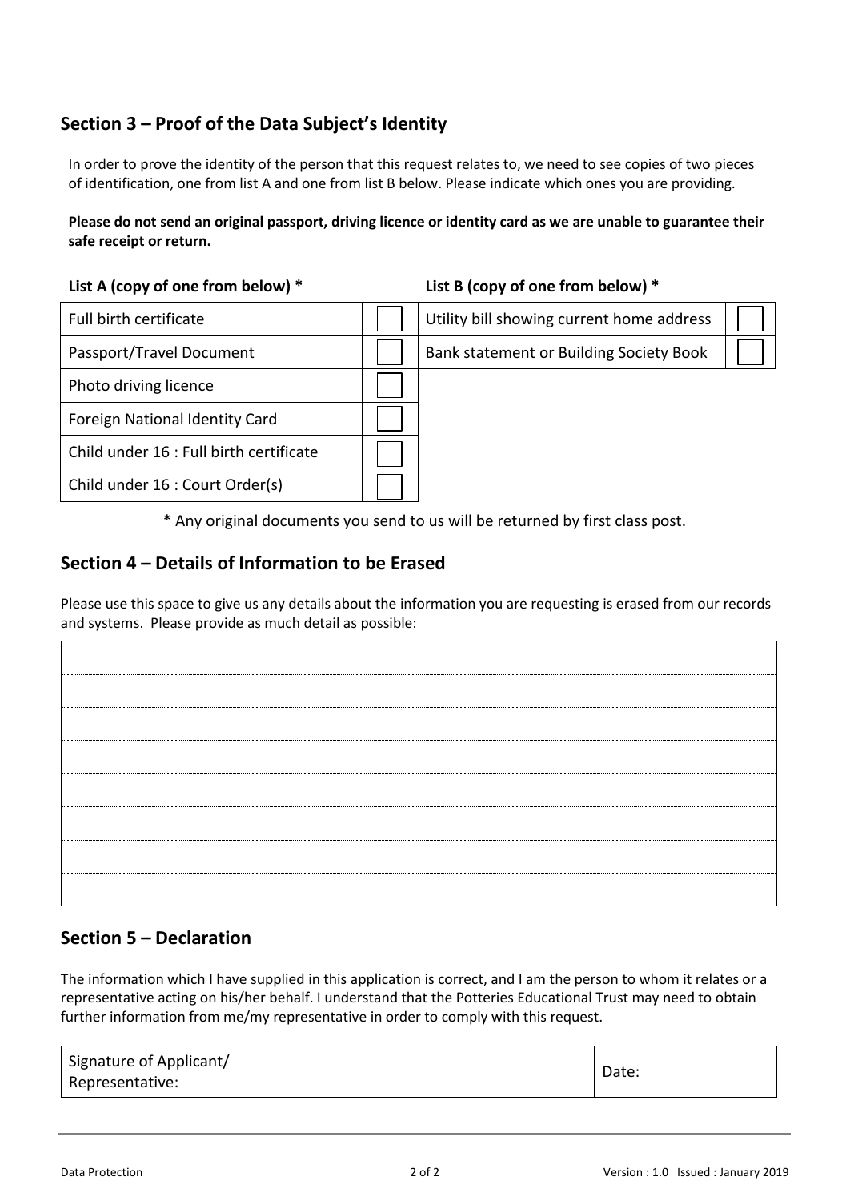## Section 3 – Proof of the Data Subject's Identity

In order to prove the identity of the person that this request relates to, we need to see copies of two pieces of identification, one from list A and one from list B below. Please indicate which ones you are providing.

**Please do not send an original passport, driving licence or identity card as we are unable to guarantee their safe receipt or return.**

**List A (copy of one from below) \***

| | |
|---|---|
| Full birth certificate | ☐ |
| Passport/Travel Document | ☐ |
| Photo driving licence | ☐ |
| Foreign National Identity Card | ☐ |
| Child under 16 : Full birth certificate | ☐ |
| Child under 16 : Court Order(s) | ☐ |

**List B (copy of one from below) \***

| | |
|---|---|
| Utility bill showing current home address | ☐ |
| Bank statement or Building Society Book | ☐ |

\* Any original documents you send to us will be returned by first class post.

## Section 4 – Details of Information to be Erased

Please use this space to give us any details about the information you are requesting is erased from our records and systems. Please provide as much detail as possible:

| |
|---|
| |
| |
| |
| |
| |
| |
| |
| |

## Section 5 – Declaration

The information which I have supplied in this application is correct, and I am the person to whom it relates or a representative acting on his/her behalf. I understand that the Potteries Educational Trust may need to obtain further information from me/my representative in order to comply with this request.

| | |
|---|---|
| Signature of Applicant/ Representative: | Date: |

Data Protection

Version : 1.0 Issued : January 2019